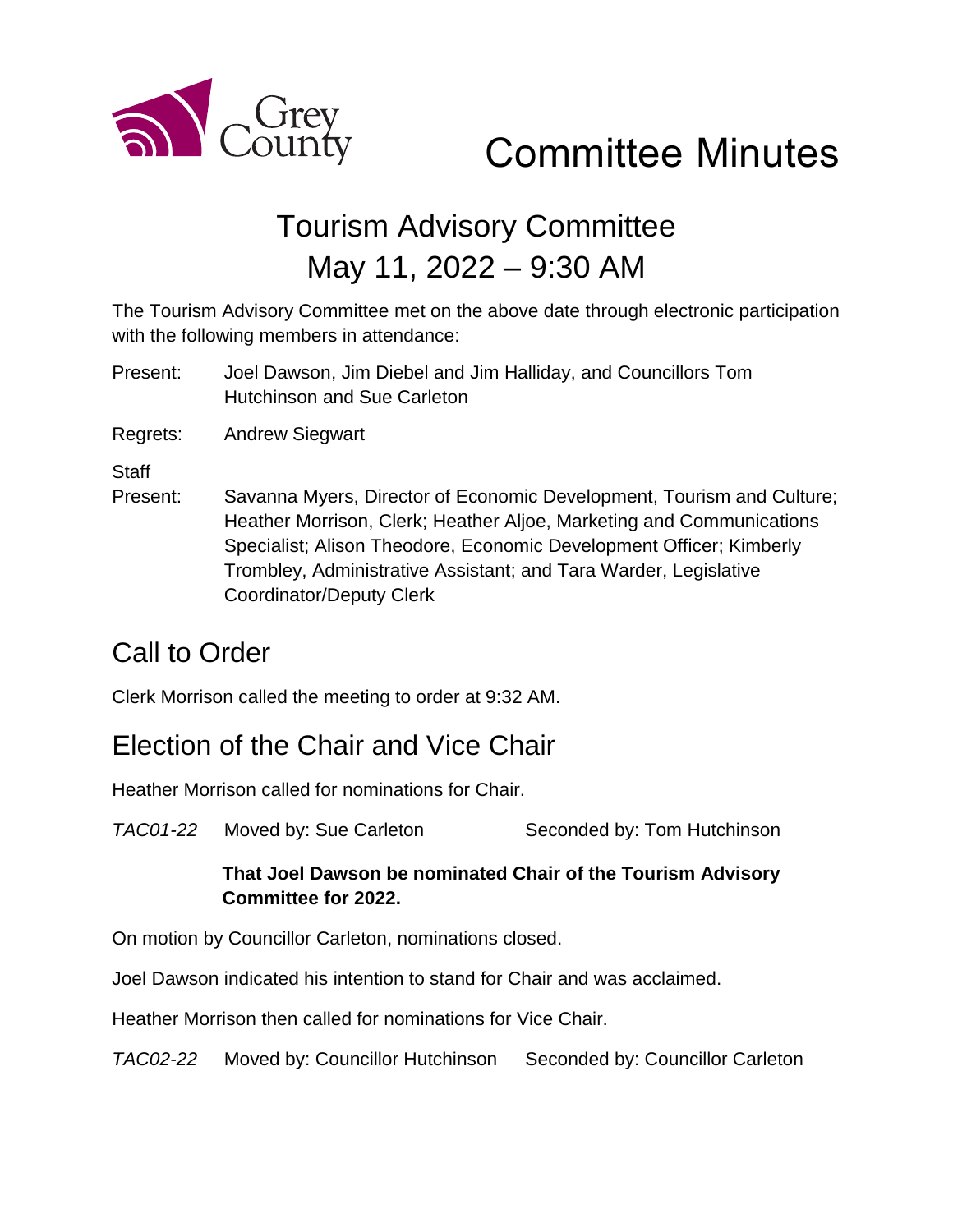Grey County

# Committee Minutes

## Tourism Advisory Committee
## May 11, 2022 – 9:30 AM

The Tourism Advisory Committee met on the above date through electronic participation with the following members in attendance:

Present: Joel Dawson, Jim Diebel and Jim Halliday, and Councillors Tom Hutchinson and Sue Carleton

Regrets: Andrew Siegwart

Staff Present: Savanna Myers, Director of Economic Development, Tourism and Culture; Heather Morrison, Clerk; Heather Aljoe, Marketing and Communications Specialist; Alison Theodore, Economic Development Officer; Kimberly Trombley, Administrative Assistant; and Tara Warder, Legislative Coordinator/Deputy Clerk

## Call to Order

Clerk Morrison called the meeting to order at 9:32 AM.

## Election of the Chair and Vice Chair

Heather Morrison called for nominations for Chair.

*TAC01-22* Moved by: Sue Carleton Seconded by: Tom Hutchinson

**That Joel Dawson be nominated Chair of the Tourism Advisory Committee for 2022.**

On motion by Councillor Carleton, nominations closed.

Joel Dawson indicated his intention to stand for Chair and was acclaimed.

Heather Morrison then called for nominations for Vice Chair.

*TAC02-22* Moved by: Councillor Hutchinson Seconded by: Councillor Carleton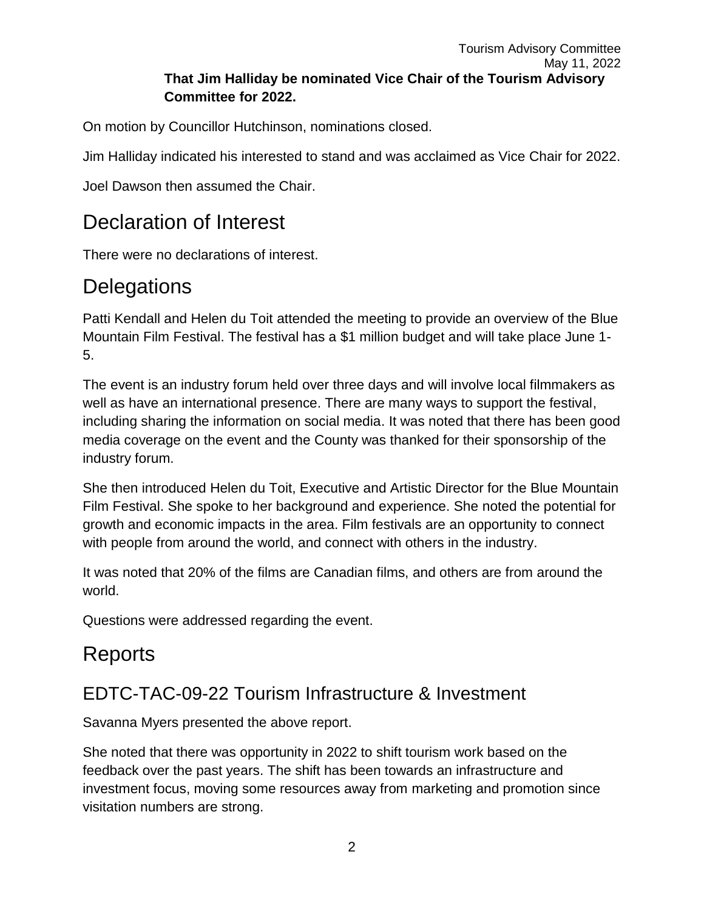**That Jim Halliday be nominated Vice Chair of the Tourism Advisory Committee for 2022.**

On motion by Councillor Hutchinson, nominations closed.

Jim Halliday indicated his interested to stand and was acclaimed as Vice Chair for 2022.

Joel Dawson then assumed the Chair.

# Declaration of Interest

There were no declarations of interest.

# Delegations

Patti Kendall and Helen du Toit attended the meeting to provide an overview of the Blue Mountain Film Festival. The festival has a $1 million budget and will take place June 1-5.

The event is an industry forum held over three days and will involve local filmmakers as well as have an international presence. There are many ways to support the festival, including sharing the information on social media. It was noted that there has been good media coverage on the event and the County was thanked for their sponsorship of the industry forum.

She then introduced Helen du Toit, Executive and Artistic Director for the Blue Mountain Film Festival. She spoke to her background and experience. She noted the potential for growth and economic impacts in the area. Film festivals are an opportunity to connect with people from around the world, and connect with others in the industry.

It was noted that 20% of the films are Canadian films, and others are from around the world.

Questions were addressed regarding the event.

# Reports

## EDTC-TAC-09-22 Tourism Infrastructure & Investment

Savanna Myers presented the above report.

She noted that there was opportunity in 2022 to shift tourism work based on the feedback over the past years. The shift has been towards an infrastructure and investment focus, moving some resources away from marketing and promotion since visitation numbers are strong.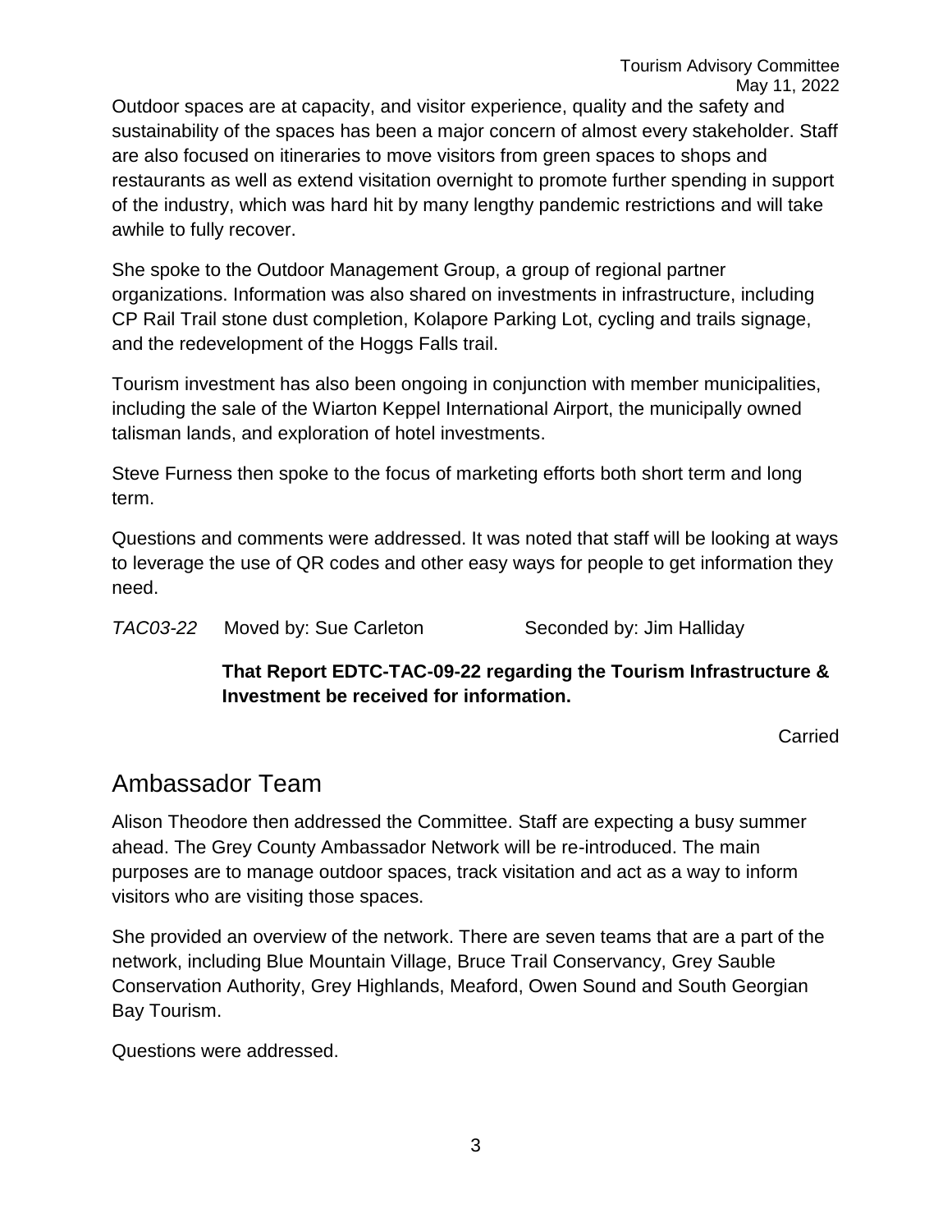Outdoor spaces are at capacity, and visitor experience, quality and the safety and sustainability of the spaces has been a major concern of almost every stakeholder. Staff are also focused on itineraries to move visitors from green spaces to shops and restaurants as well as extend visitation overnight to promote further spending in support of the industry, which was hard hit by many lengthy pandemic restrictions and will take awhile to fully recover.

She spoke to the Outdoor Management Group, a group of regional partner organizations. Information was also shared on investments in infrastructure, including CP Rail Trail stone dust completion, Kolapore Parking Lot, cycling and trails signage, and the redevelopment of the Hoggs Falls trail.

Tourism investment has also been ongoing in conjunction with member municipalities, including the sale of the Wiarton Keppel International Airport, the municipally owned talisman lands, and exploration of hotel investments.

Steve Furness then spoke to the focus of marketing efforts both short term and long term.

Questions and comments were addressed. It was noted that staff will be looking at ways to leverage the use of QR codes and other easy ways for people to get information they need.

*TAC03-22* Moved by: Sue Carleton Seconded by: Jim Halliday

**That Report EDTC-TAC-09-22 regarding the Tourism Infrastructure & Investment be received for information.**

Carried

## Ambassador Team

Alison Theodore then addressed the Committee. Staff are expecting a busy summer ahead. The Grey County Ambassador Network will be re-introduced. The main purposes are to manage outdoor spaces, track visitation and act as a way to inform visitors who are visiting those spaces.

She provided an overview of the network. There are seven teams that are a part of the network, including Blue Mountain Village, Bruce Trail Conservancy, Grey Sauble Conservation Authority, Grey Highlands, Meaford, Owen Sound and South Georgian Bay Tourism.

Questions were addressed.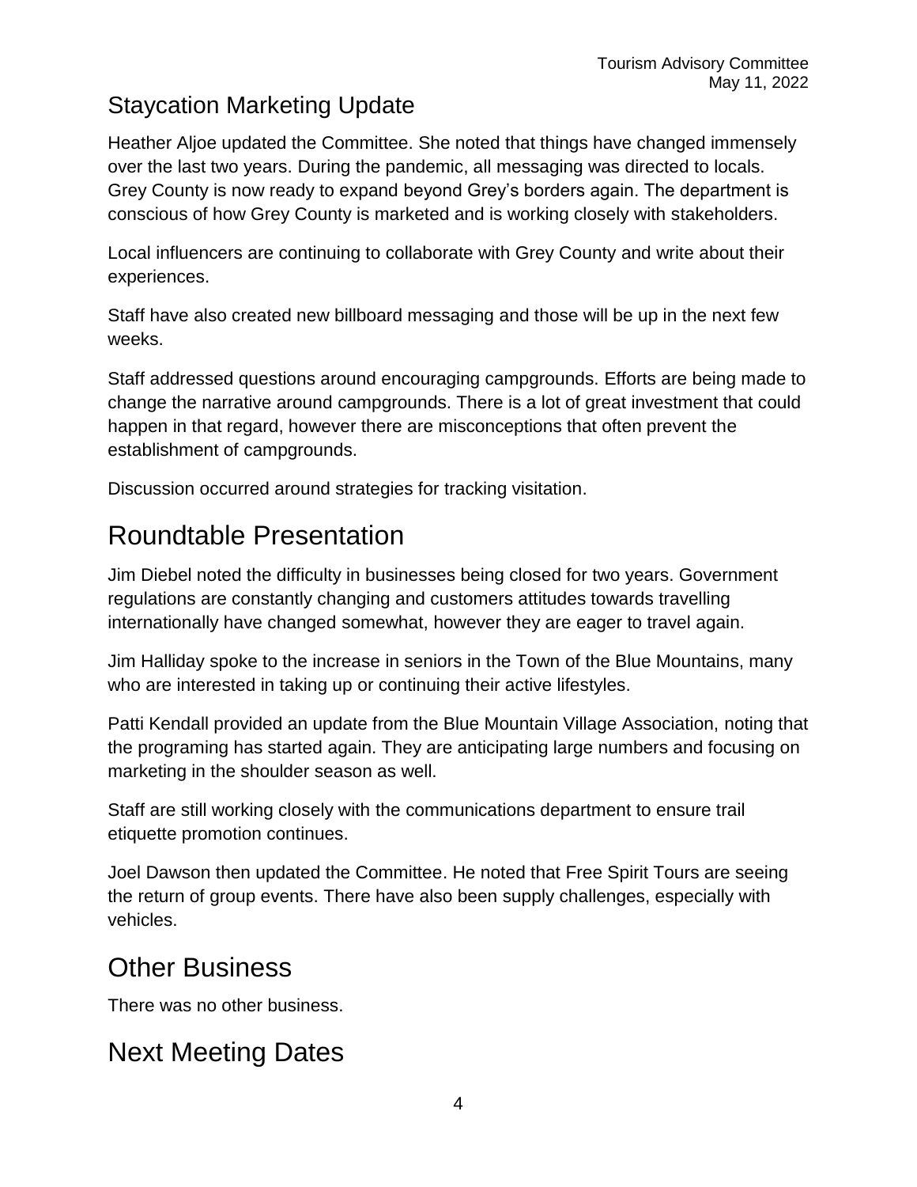## Staycation Marketing Update

Heather Aljoe updated the Committee. She noted that things have changed immensely over the last two years. During the pandemic, all messaging was directed to locals. Grey County is now ready to expand beyond Grey's borders again. The department is conscious of how Grey County is marketed and is working closely with stakeholders.

Local influencers are continuing to collaborate with Grey County and write about their experiences.

Staff have also created new billboard messaging and those will be up in the next few weeks.

Staff addressed questions around encouraging campgrounds. Efforts are being made to change the narrative around campgrounds. There is a lot of great investment that could happen in that regard, however there are misconceptions that often prevent the establishment of campgrounds.

Discussion occurred around strategies for tracking visitation.

# Roundtable Presentation

Jim Diebel noted the difficulty in businesses being closed for two years. Government regulations are constantly changing and customers attitudes towards travelling internationally have changed somewhat, however they are eager to travel again.

Jim Halliday spoke to the increase in seniors in the Town of the Blue Mountains, many who are interested in taking up or continuing their active lifestyles.

Patti Kendall provided an update from the Blue Mountain Village Association, noting that the programing has started again. They are anticipating large numbers and focusing on marketing in the shoulder season as well.

Staff are still working closely with the communications department to ensure trail etiquette promotion continues.

Joel Dawson then updated the Committee. He noted that Free Spirit Tours are seeing the return of group events. There have also been supply challenges, especially with vehicles.

# Other Business

There was no other business.

# Next Meeting Dates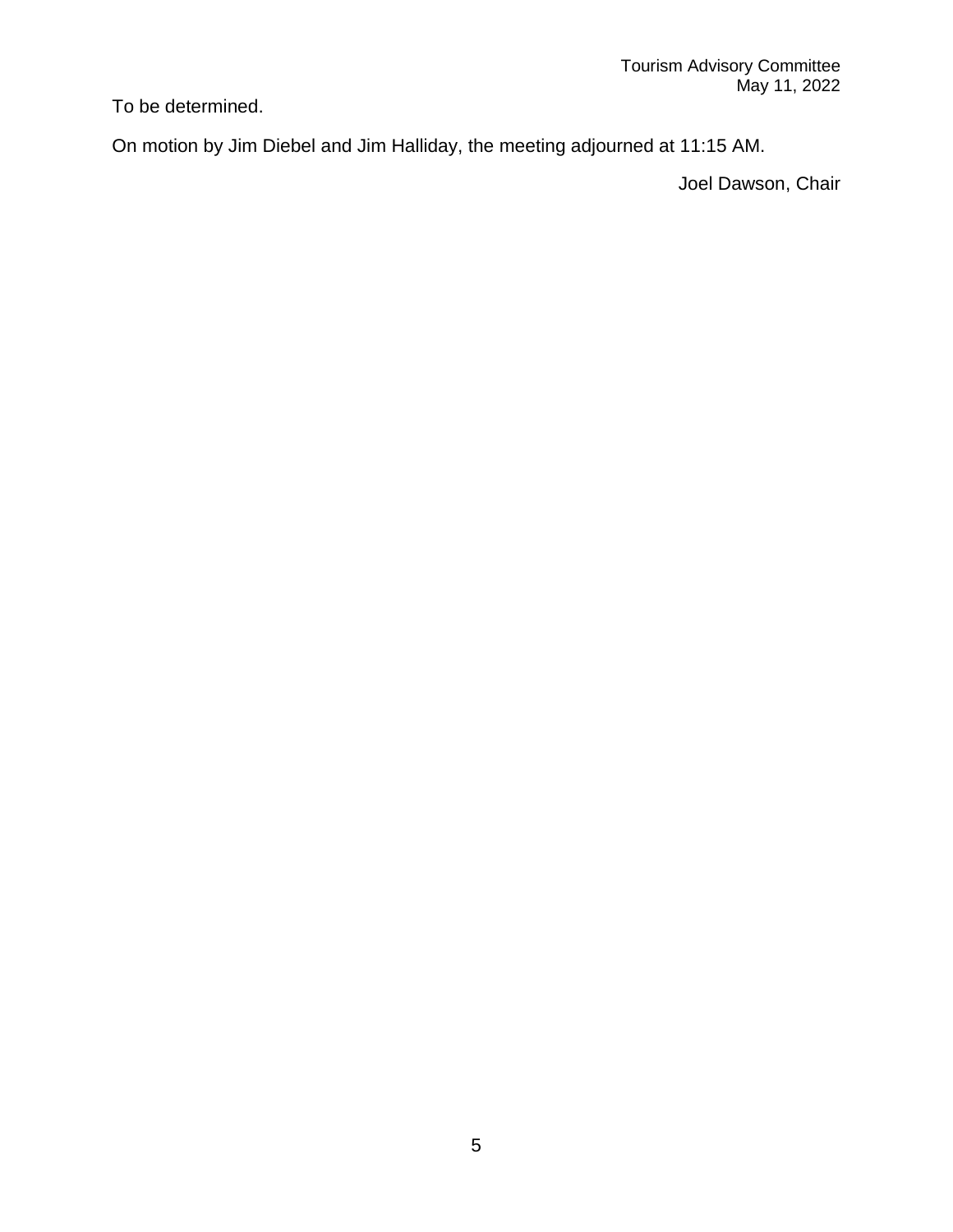To be determined.

On motion by Jim Diebel and Jim Halliday, the meeting adjourned at 11:15 AM.

Joel Dawson, Chair